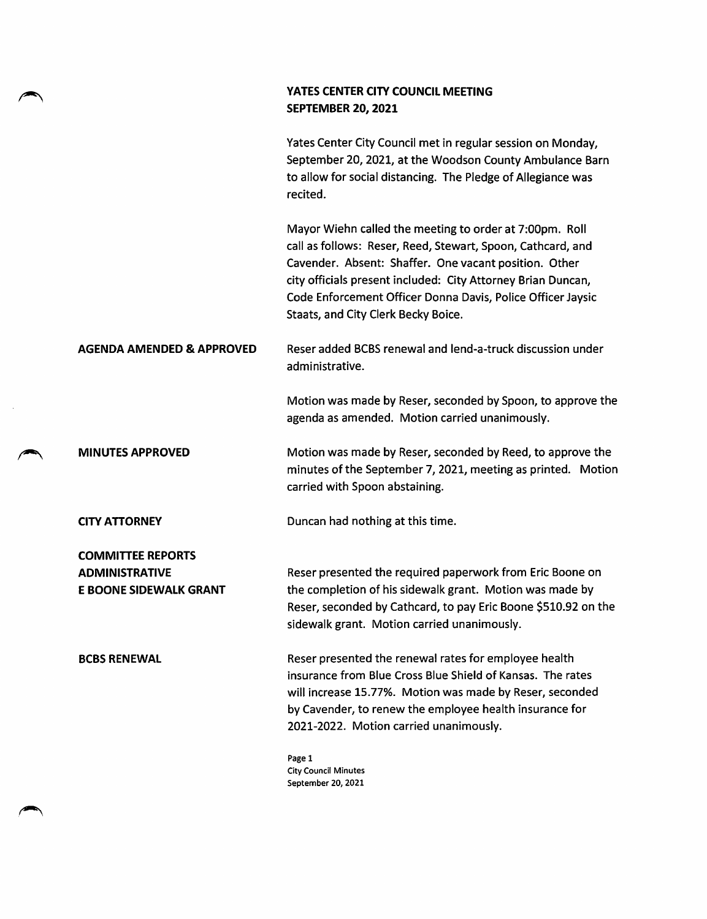# YATES CENTER CITY COUNCIL MEETING
## SEPTEMBER 20, 2021

Yates Center City Council met in regular session on Monday, September 20, 2021, at the Woodson County Ambulance Barn to allow for social distancing. The Pledge of Allegiance was recited.

Mayor Wiehn called the meeting to order at 7:00pm. Roll call as follows: Reser, Reed, Stewart, Spoon, Cathcard, and Cavender. Absent: Shaffer. One vacant position. Other city officials present included: City Attorney Brian Duncan, Code Enforcement Officer Donna Davis, Police Officer Jaysic Staats, and City Clerk Becky Boice.

**AGENDA AMENDED & APPROVED**

Reser added BCBS renewal and lend-a-truck discussion under administrative.

Motion was made by Reser, seconded by Spoon, to approve the agenda as amended. Motion carried unanimously.

**MINUTES APPROVED**

Motion was made by Reser, seconded by Reed, to approve the minutes of the September 7, 2021, meeting as printed. Motion carried with Spoon abstaining.

**CITY ATTORNEY**

Duncan had nothing at this time.

**COMMITTEE REPORTS**
**ADMINISTRATIVE**
**E BOONE SIDEWALK GRANT**

Reser presented the required paperwork from Eric Boone on the completion of his sidewalk grant. Motion was made by Reser, seconded by Cathcard, to pay Eric Boone $510.92 on the sidewalk grant. Motion carried unanimously.

**BCBS RENEWAL**

Reser presented the renewal rates for employee health insurance from Blue Cross Blue Shield of Kansas. The rates will increase 15.77%. Motion was made by Reser, seconded by Cavender, to renew the employee health insurance for 2021-2022. Motion carried unanimously.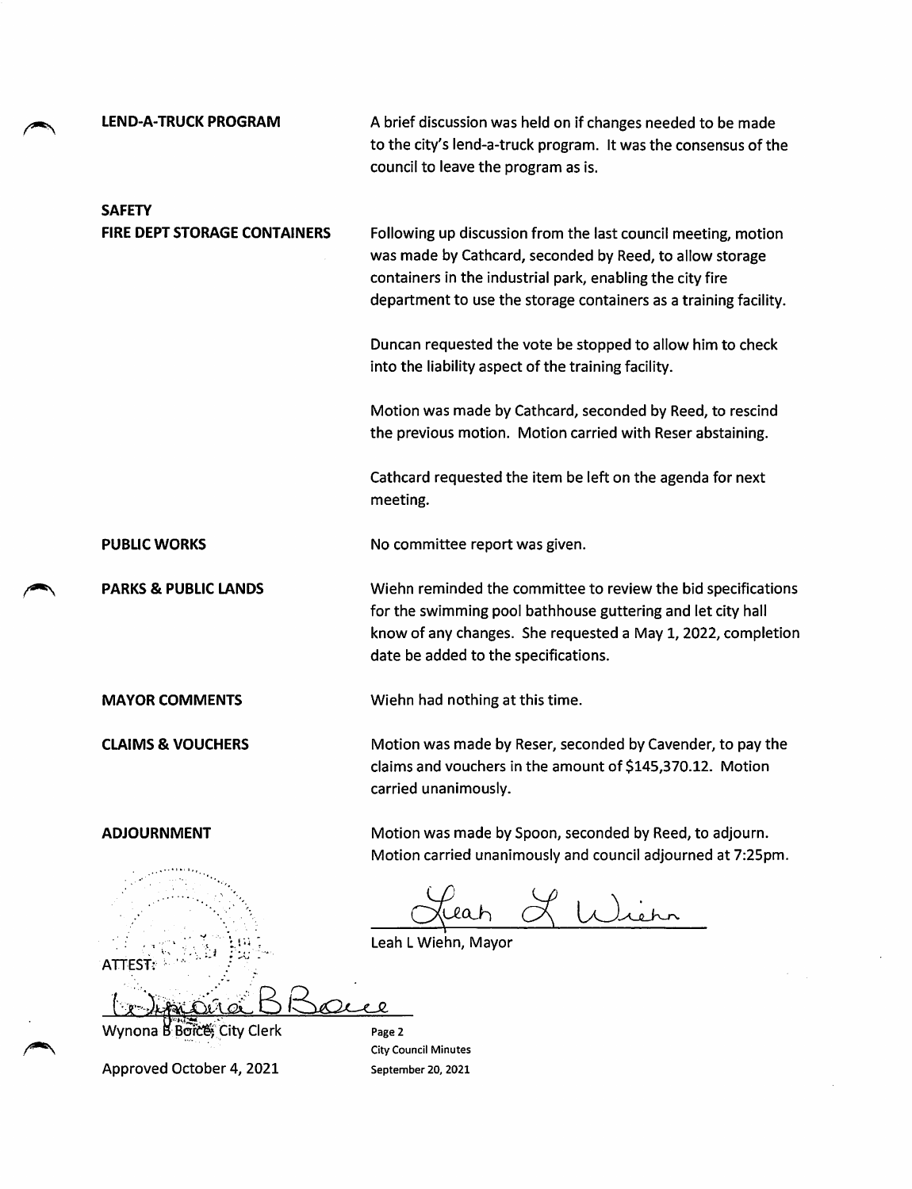**LEND-A-TRUCK PROGRAM**

A brief discussion was held on if changes needed to be made to the city's lend-a-truck program. It was the consensus of the council to leave the program as is.

**SAFETY**

**FIRE DEPT STORAGE CONTAINERS**

Following up discussion from the last council meeting, motion was made by Cathcard, seconded by Reed, to allow storage containers in the industrial park, enabling the city fire department to use the storage containers as a training facility.

Duncan requested the vote be stopped to allow him to check into the liability aspect of the training facility.

Motion was made by Cathcard, seconded by Reed, to rescind the previous motion. Motion carried with Reser abstaining.

Cathcard requested the item be left on the agenda for next meeting.

**PUBLIC WORKS**

No committee report was given.

**PARKS & PUBLIC LANDS**

Wiehn reminded the committee to review the bid specifications for the swimming pool bathhouse guttering and let city hall know of any changes. She requested a May 1, 2022, completion date be added to the specifications.

**MAYOR COMMENTS**

Wiehn had nothing at this time.

**CLAIMS & VOUCHERS**

Motion was made by Reser, seconded by Cavender, to pay the claims and vouchers in the amount of $145,370.12. Motion carried unanimously.

**ADJOURNMENT**

Motion was made by Spoon, seconded by Reed, to adjourn. Motion carried unanimously and council adjourned at 7:25pm.

Leah L Wiehn, Mayor

ATTEST:

Wynona B Boice, City Clerk

Approved October 4, 2021

City Council Minutes
September 20, 2021